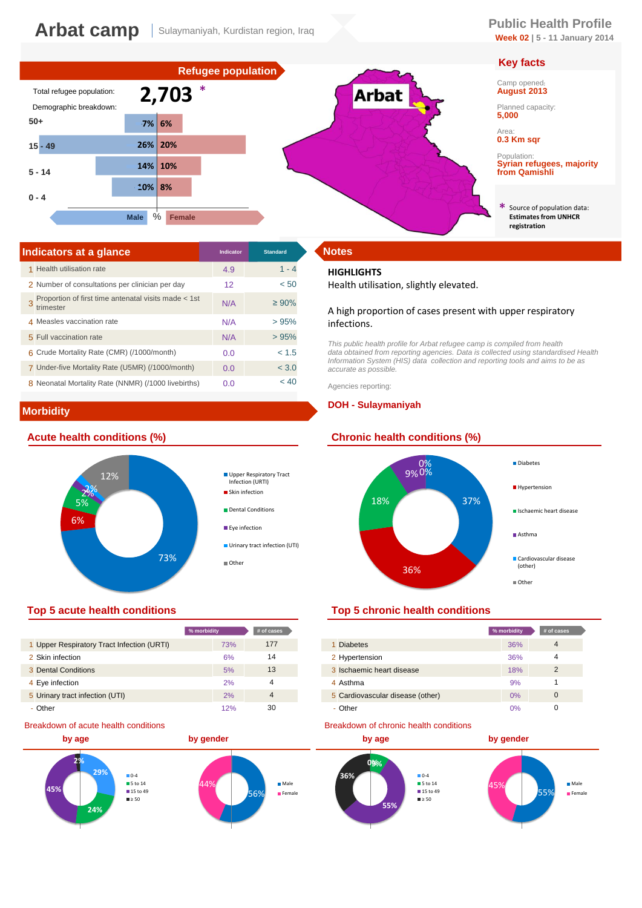# Arbat camp | Sulaymaniyah, Kurdistan region, Iraq

**Public Health Profile**
**Week 02** | 5 - 11 January 2014

## Refugee population

Total refugee population: **2,703** *

Demographic breakdown:

| Age | Male | Female |
|---|---|---|
| 50+ | 7% | 6% |
| 15 - 49 | 26% | 20% |
| 5 - 14 | 14% | 10% |
| 0 - 4 | 10% | 8% |

## Key facts

Camp opened:
**August 2013**

Planned capacity:
**5,000**

Area:
**0.3 Km sqr**

Population:
**Syrian refugees, majority from Qamishli**

\* Source of population data: **Estimates from UNHCR registration**

## Indicators at a glance

| | | Indicator | Standard |
|---|---|---|---|
| 1 | Health utilisation rate | 4.9 | 1 - 4 |
| 2 | Number of consultations per clinician per day | 12 | < 50 |
| 3 | Proportion of first time antenatal visits made < 1st trimester | N/A | ≥ 90% |
| 4 | Measles vaccination rate | N/A | > 95% |
| 5 | Full vaccination rate | N/A | > 95% |
| 6 | Crude Mortality Rate (CMR) (/1000/month) | 0.0 | < 1.5 |
| 7 | Under-five Mortality Rate (U5MR) (/1000/month) | 0.0 | < 3.0 |
| 8 | Neonatal Mortality Rate (NNMR) (/1000 livebirths) | 0.0 | < 40 |

## Notes

**HIGHLIGHTS**

Health utilisation, slightly elevated.

A high proportion of cases present with upper respiratory infections.

*This public health profile for Arbat refugee camp is compiled from health data obtained from reporting agencies. Data is collected using standardised Health Information System (HIS) data collection and reporting tools and aims to be as accurate as possible.*

Agencies reporting:

**DOH - Sulaymaniyah**

## Morbidity

### Acute health conditions (%)

- Upper Respiratory Tract Infection (URTI): 73%
- Skin infection: 6%
- Dental Conditions: 5%
- Eye infection: 2%
- Urinary tract infection (UTI): 2%
- Other: 12%

### Chronic health conditions (%)

- Diabetes: 37%
- Hypertension: 36%
- Ischaemic heart disease: 18%
- Asthma: 9%
- Cardiovascular disease (other): 0%
- Other: 0%

### Top 5 acute health conditions

| | | % morbidity | # of cases |
|---|---|---|---|
| 1 | Upper Respiratory Tract Infection (URTI) | 73% | 177 |
| 2 | Skin infection | 6% | 14 |
| 3 | Dental Conditions | 5% | 13 |
| 4 | Eye infection | 2% | 4 |
| 5 | Urinary tract infection (UTI) | 2% | 4 |
| - | Other | 12% | 30 |

### Top 5 chronic health conditions

| | | % morbidity | # of cases |
|---|---|---|---|
| 1 | Diabetes | 36% | 4 |
| 2 | Hypertension | 36% | 4 |
| 3 | Ischaemic heart disease | 18% | 2 |
| 4 | Asthma | 9% | 1 |
| 5 | Cardiovascular disease (other) | 0% | 0 |
| - | Other | 0% | 0 |

### Breakdown of acute health conditions

**by age**

- 0-4: 29%
- 5 to 14: 24%
- 15 to 49: 45%
- ≥ 50: 2%

**by gender**

- Male: 56%
- Female: 44%

### Breakdown of chronic health conditions

**by age**

- 0-4: 0%
- 5 to 14: 9%
- 15 to 49: 55%
- ≥ 50: 36%

**by gender**

- Male: 55%
- Female: 45%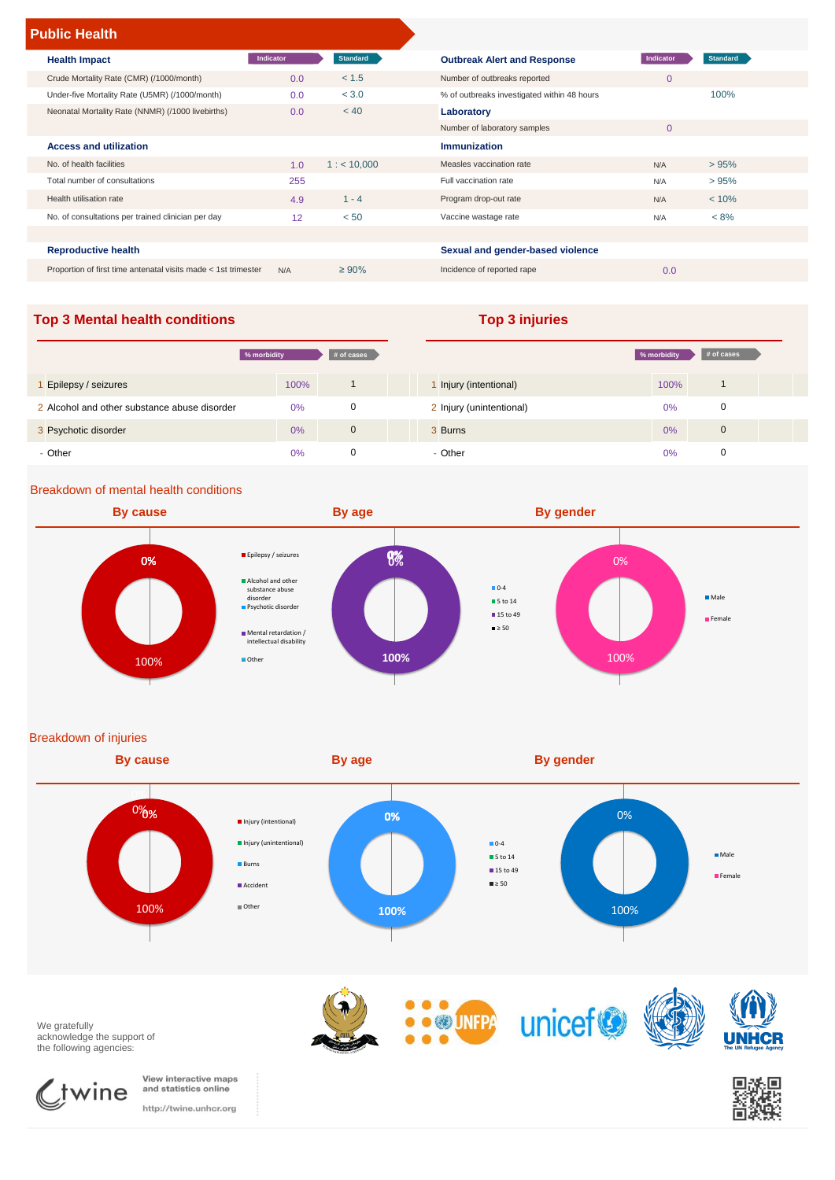## Public Health

| Health Impact | Indicator | Standard |
|---|---|---|
| Crude Mortality Rate (CMR) (/1000/month) | 0.0 | < 1.5 |
| Under-five Mortality Rate (U5MR) (/1000/month) | 0.0 | < 3.0 |
| Neonatal Mortality Rate (NNMR) (/1000 livebirths) | 0.0 | < 40 |

| Access and utilization | | |
|---|---|---|
| No. of health facilities | 1.0 | 1 : < 10,000 |
| Total number of consultations | 255 | |
| Health utilisation rate | 4.9 | 1 - 4 |
| No. of consultations per trained clinician per day | 12 | < 50 |

| Reproductive health | | |
|---|---|---|
| Proportion of first time antenatal visits made < 1st trimester | N/A | ≥ 90% |

| Outbreak Alert and Response | Indicator | Standard |
|---|---|---|
| Number of outbreaks reported | 0 | |
| % of outbreaks investigated within 48 hours | | 100% |

| Laboratory | | |
|---|---|---|
| Number of laboratory samples | 0 | |

| Immunization | | |
|---|---|---|
| Measles vaccination rate | N/A | > 95% |
| Full vaccination rate | N/A | > 95% |
| Program drop-out rate | N/A | < 10% |
| Vaccine wastage rate | N/A | < 8% |

| Sexual and gender-based violence | | |
|---|---|---|
| Incidence of reported rape | 0.0 | |

## Top 3 Mental health conditions

| | | % morbidity | # of cases |
|---|---|---|---|
| 1 | Epilepsy / seizures | 100% | 1 |
| 2 | Alcohol and other substance abuse disorder | 0% | 0 |
| 3 | Psychotic disorder | 0% | 0 |
| - | Other | 0% | 0 |

## Top 3 injuries

| | | % morbidity | # of cases |
|---|---|---|---|
| 1 | Injury (intentional) | 100% | 1 |
| 2 | Injury (unintentional) | 0% | 0 |
| 3 | Burns | 0% | 0 |
| - | Other | 0% | 0 |

### Breakdown of mental health conditions

**By cause**

0%
100%

Epilepsy / seizures
Alcohol and other substance abuse disorder
Psychotic disorder
Mental retardation / intellectual disability
Other

**By age**

0%
0%
100%

0-4
5 to 14
15 to 49
≥ 50

**By gender**

0%
100%

Male
Female

### Breakdown of injuries

**By cause**

0%
0%
100%

Injury (intentional)
Injury (unintentional)
Burns
Accident
Other

**By age**

0%
100%

0-4
5 to 14
15 to 49
≥ 50

**By gender**

0%
100%

Male
Female

We gratefully acknowledge the support of the following agencies:

UNFPA
unicef
UNHCR The UN Refugee Agency

twine — View interactive maps and statistics online
http://twine.unhcr.org